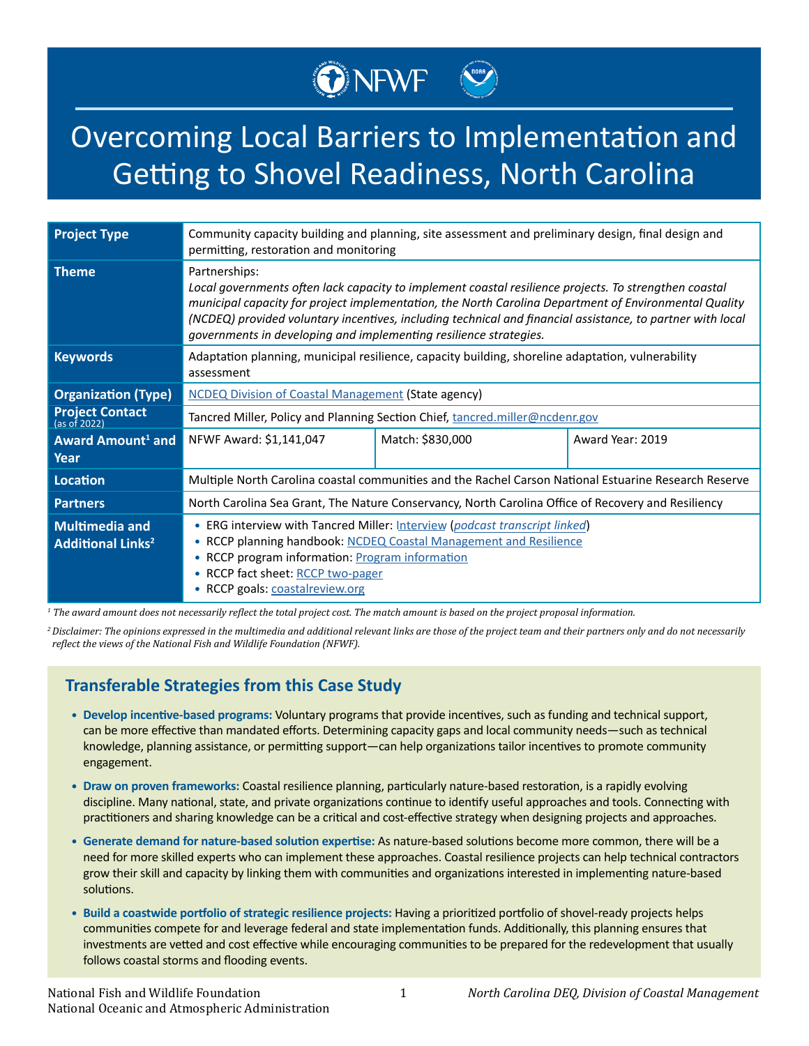# Overcoming Local Barriers to Implementation and Getting to Shovel Readiness, North Carolina

| | | | |
|---|---|---|---|
| **Project Type** | Community capacity building and planning, site assessment and preliminary design, final design and permitting, restoration and monitoring | | |
| **Theme** | Partnerships: *Local governments often lack capacity to implement coastal resilience projects. To strengthen coastal municipal capacity for project implementation, the North Carolina Department of Environmental Quality (NCDEQ) provided voluntary incentives, including technical and financial assistance, to partner with local governments in developing and implementing resilience strategies.* | | |
| **Keywords** | Adaptation planning, municipal resilience, capacity building, shoreline adaptation, vulnerability assessment | | |
| **Organization (Type)** | NCDEQ Division of Coastal Management (State agency) | | |
| **Project Contact** (as of 2022) | Tancred Miller, Policy and Planning Section Chief, tancred.miller@ncdenr.gov | | |
| **Award Amount[1] and Year** | NFWF Award: $1,141,047 | Match: $830,000 | Award Year: 2019 |
| **Location** | Multiple North Carolina coastal communities and the Rachel Carson National Estuarine Research Reserve | | |
| **Partners** | North Carolina Sea Grant, The Nature Conservancy, North Carolina Office of Recovery and Resiliency | | |
| **Multimedia and Additional Links[2]** | • ERG interview with Tancred Miller: Interview (*podcast transcript linked*)<br>• RCCP planning handbook: NCDEQ Coastal Management and Resilience<br>• RCCP program information: Program information<br>• RCCP fact sheet: RCCP two-pager<br>• RCCP goals: coastalreview.org | | |

*[1] The award amount does not necessarily reflect the total project cost. The match amount is based on the project proposal information.*

*[2] Disclaimer: The opinions expressed in the multimedia and additional relevant links are those of the project team and their partners only and do not necessarily reflect the views of the National Fish and Wildlife Foundation (NFWF).*

## Transferable Strategies from this Case Study

- **Develop incentive-based programs:** Voluntary programs that provide incentives, such as funding and technical support, can be more effective than mandated efforts. Determining capacity gaps and local community needs—such as technical knowledge, planning assistance, or permitting support—can help organizations tailor incentives to promote community engagement.
- **Draw on proven frameworks:** Coastal resilience planning, particularly nature-based restoration, is a rapidly evolving discipline. Many national, state, and private organizations continue to identify useful approaches and tools. Connecting with practitioners and sharing knowledge can be a critical and cost-effective strategy when designing projects and approaches.
- **Generate demand for nature-based solution expertise:** As nature-based solutions become more common, there will be a need for more skilled experts who can implement these approaches. Coastal resilience projects can help technical contractors grow their skill and capacity by linking them with communities and organizations interested in implementing nature-based solutions.
- **Build a coastwide portfolio of strategic resilience projects:** Having a prioritized portfolio of shovel-ready projects helps communities compete for and leverage federal and state implementation funds. Additionally, this planning ensures that investments are vetted and cost effective while encouraging communities to be prepared for the redevelopment that usually follows coastal storms and flooding events.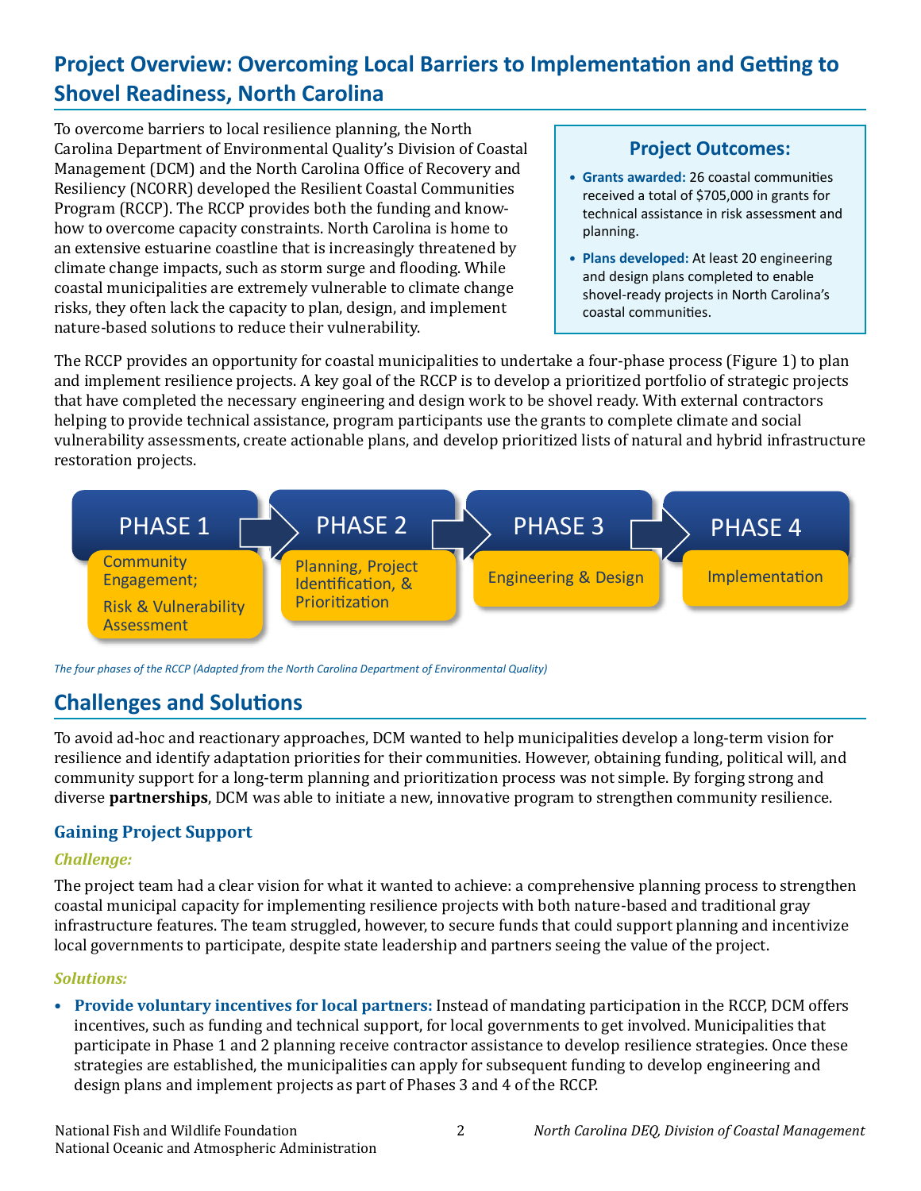## Project Overview: Overcoming Local Barriers to Implementation and Getting to Shovel Readiness, North Carolina

To overcome barriers to local resilience planning, the North Carolina Department of Environmental Quality's Division of Coastal Management (DCM) and the North Carolina Office of Recovery and Resiliency (NCORR) developed the Resilient Coastal Communities Program (RCCP). The RCCP provides both the funding and know-how to overcome capacity constraints. North Carolina is home to an extensive estuarine coastline that is increasingly threatened by climate change impacts, such as storm surge and flooding. While coastal municipalities are extremely vulnerable to climate change risks, they often lack the capacity to plan, design, and implement nature-based solutions to reduce their vulnerability.

### Project Outcomes:

- **Grants awarded:** 26 coastal communities received a total of $705,000 in grants for technical assistance in risk assessment and planning.
- **Plans developed:** At least 20 engineering and design plans completed to enable shovel-ready projects in North Carolina's coastal communities.

The RCCP provides an opportunity for coastal municipalities to undertake a four-phase process (Figure 1) to plan and implement resilience projects. A key goal of the RCCP is to develop a prioritized portfolio of strategic projects that have completed the necessary engineering and design work to be shovel ready. With external contractors helping to provide technical assistance, program participants use the grants to complete climate and social vulnerability assessments, create actionable plans, and develop prioritized lists of natural and hybrid infrastructure restoration projects.

PHASE 1
Community Engagement;
Risk & Vulnerability Assessment

PHASE 2
Planning, Project Identification, & Prioritization

PHASE 3
Engineering & Design

PHASE 4
Implementation

*The four phases of the RCCP (Adapted from the North Carolina Department of Environmental Quality)*

## Challenges and Solutions

To avoid ad-hoc and reactionary approaches, DCM wanted to help municipalities develop a long-term vision for resilience and identify adaptation priorities for their communities. However, obtaining funding, political will, and community support for a long-term planning and prioritization process was not simple. By forging strong and diverse **partnerships**, DCM was able to initiate a new, innovative program to strengthen community resilience.

### Gaining Project Support

*Challenge:*

The project team had a clear vision for what it wanted to achieve: a comprehensive planning process to strengthen coastal municipal capacity for implementing resilience projects with both nature-based and traditional gray infrastructure features. The team struggled, however, to secure funds that could support planning and incentivize local governments to participate, despite state leadership and partners seeing the value of the project.

*Solutions:*

- **Provide voluntary incentives for local partners:** Instead of mandating participation in the RCCP, DCM offers incentives, such as funding and technical support, for local governments to get involved. Municipalities that participate in Phase 1 and 2 planning receive contractor assistance to develop resilience strategies. Once these strategies are established, the municipalities can apply for subsequent funding to develop engineering and design plans and implement projects as part of Phases 3 and 4 of the RCCP.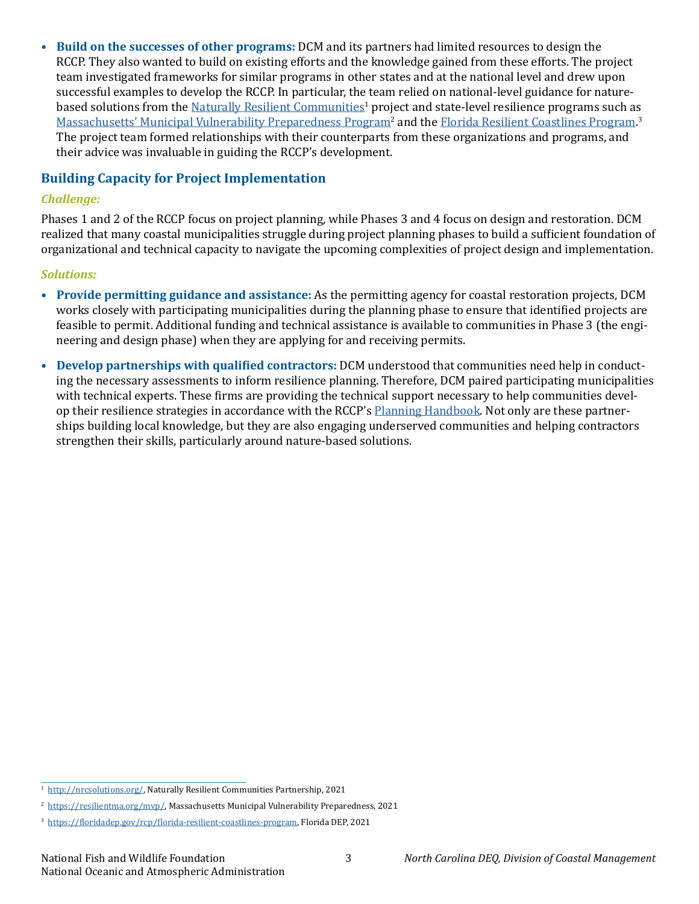- **Build on the successes of other programs:** DCM and its partners had limited resources to design the RCCP. They also wanted to build on existing efforts and the knowledge gained from these efforts. The project team investigated frameworks for similar programs in other states and at the national level and drew upon successful examples to develop the RCCP. In particular, the team relied on national-level guidance for nature-based solutions from the Naturally Resilient Communities[1] project and state-level resilience programs such as Massachusetts' Municipal Vulnerability Preparedness Program[2] and the Florida Resilient Coastlines Program.[3] The project team formed relationships with their counterparts from these organizations and programs, and their advice was invaluable in guiding the RCCP's development.

### Building Capacity for Project Implementation

***Challenge:***

Phases 1 and 2 of the RCCP focus on project planning, while Phases 3 and 4 focus on design and restoration. DCM realized that many coastal municipalities struggle during project planning phases to build a sufficient foundation of organizational and technical capacity to navigate the upcoming complexities of project design and implementation.

***Solutions:***

- **Provide permitting guidance and assistance:** As the permitting agency for coastal restoration projects, DCM works closely with participating municipalities during the planning phase to ensure that identified projects are feasible to permit. Additional funding and technical assistance is available to communities in Phase 3 (the engineering and design phase) when they are applying for and receiving permits.
- **Develop partnerships with qualified contractors:** DCM understood that communities need help in conducting the necessary assessments to inform resilience planning. Therefore, DCM paired participating municipalities with technical experts. These firms are providing the technical support necessary to help communities develop their resilience strategies in accordance with the RCCP's Planning Handbook. Not only are these partnerships building local knowledge, but they are also engaging underserved communities and helping contractors strengthen their skills, particularly around nature-based solutions.

---

[1] http://nrcsolutions.org/, Naturally Resilient Communities Partnership, 2021

[2] https://resilientma.org/mvp/, Massachusetts Municipal Vulnerability Preparedness, 2021

[3] https://floridadep.gov/rcp/florida-resilient-coastlines-program, Florida DEP, 2021